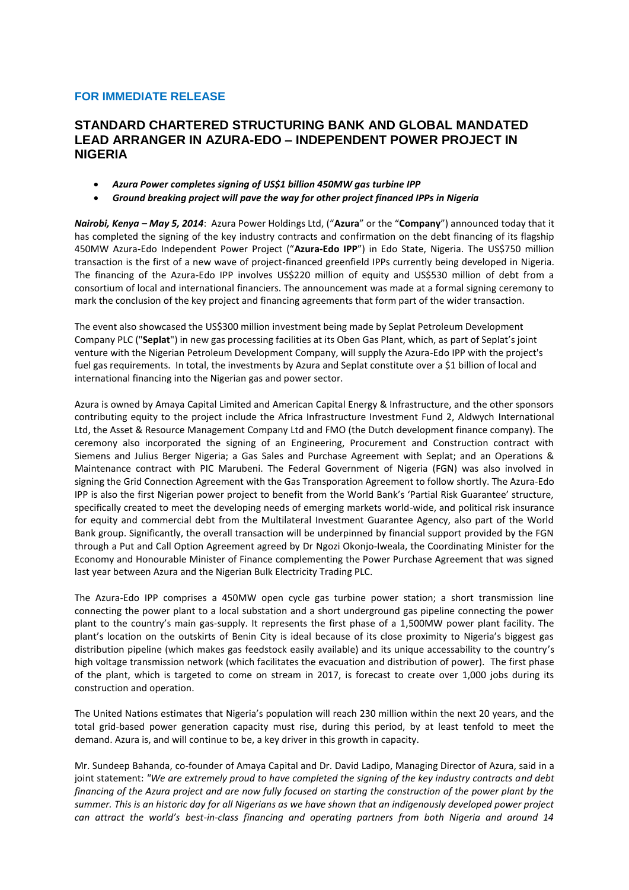**FOR IMMEDIATE RELEASE**

# STANDARD CHARTERED STRUCTURING BANK AND GLOBAL MANDATED LEAD ARRANGER IN AZURA-EDO – INDEPENDENT POWER PROJECT IN NIGERIA

- ***Azura Power completes signing of US$1 billion 450MW gas turbine IPP***
- ***Ground breaking project will pave the way for other project financed IPPs in Nigeria***

***Nairobi, Kenya – May 5, 2014***: Azura Power Holdings Ltd, ("**Azura**" or the "**Company**") announced today that it has completed the signing of the key industry contracts and confirmation on the debt financing of its flagship 450MW Azura-Edo Independent Power Project ("**Azura-Edo IPP**") in Edo State, Nigeria. The US$750 million transaction is the first of a new wave of project-financed greenfield IPPs currently being developed in Nigeria. The financing of the Azura-Edo IPP involves US$220 million of equity and US$530 million of debt from a consortium of local and international financiers. The announcement was made at a formal signing ceremony to mark the conclusion of the key project and financing agreements that form part of the wider transaction.

The event also showcased the US$300 million investment being made by Seplat Petroleum Development Company PLC ("**Seplat**") in new gas processing facilities at its Oben Gas Plant, which, as part of Seplat's joint venture with the Nigerian Petroleum Development Company, will supply the Azura-Edo IPP with the project's fuel gas requirements. In total, the investments by Azura and Seplat constitute over a $1 billion of local and international financing into the Nigerian gas and power sector.

Azura is owned by Amaya Capital Limited and American Capital Energy & Infrastructure, and the other sponsors contributing equity to the project include the Africa Infrastructure Investment Fund 2, Aldwych International Ltd, the Asset & Resource Management Company Ltd and FMO (the Dutch development finance company). The ceremony also incorporated the signing of an Engineering, Procurement and Construction contract with Siemens and Julius Berger Nigeria; a Gas Sales and Purchase Agreement with Seplat; and an Operations & Maintenance contract with PIC Marubeni. The Federal Government of Nigeria (FGN) was also involved in signing the Grid Connection Agreement with the Gas Transporation Agreement to follow shortly. The Azura-Edo IPP is also the first Nigerian power project to benefit from the World Bank's 'Partial Risk Guarantee' structure, specifically created to meet the developing needs of emerging markets world-wide, and political risk insurance for equity and commercial debt from the Multilateral Investment Guarantee Agency, also part of the World Bank group. Significantly, the overall transaction will be underpinned by financial support provided by the FGN through a Put and Call Option Agreement agreed by Dr Ngozi Okonjo-Iweala, the Coordinating Minister for the Economy and Honourable Minister of Finance complementing the Power Purchase Agreement that was signed last year between Azura and the Nigerian Bulk Electricity Trading PLC.

The Azura-Edo IPP comprises a 450MW open cycle gas turbine power station; a short transmission line connecting the power plant to a local substation and a short underground gas pipeline connecting the power plant to the country's main gas-supply. It represents the first phase of a 1,500MW power plant facility. The plant's location on the outskirts of Benin City is ideal because of its close proximity to Nigeria's biggest gas distribution pipeline (which makes gas feedstock easily available) and its unique accessability to the country's high voltage transmission network (which facilitates the evacuation and distribution of power). The first phase of the plant, which is targeted to come on stream in 2017, is forecast to create over 1,000 jobs during its construction and operation.

The United Nations estimates that Nigeria's population will reach 230 million within the next 20 years, and the total grid-based power generation capacity must rise, during this period, by at least tenfold to meet the demand. Azura is, and will continue to be, a key driver in this growth in capacity.

Mr. Sundeep Bahanda, co-founder of Amaya Capital and Dr. David Ladipo, Managing Director of Azura, said in a joint statement: *"We are extremely proud to have completed the signing of the key industry contracts and debt financing of the Azura project and are now fully focused on starting the construction of the power plant by the summer. This is an historic day for all Nigerians as we have shown that an indigenously developed power project can attract the world's best-in-class financing and operating partners from both Nigeria and around 14*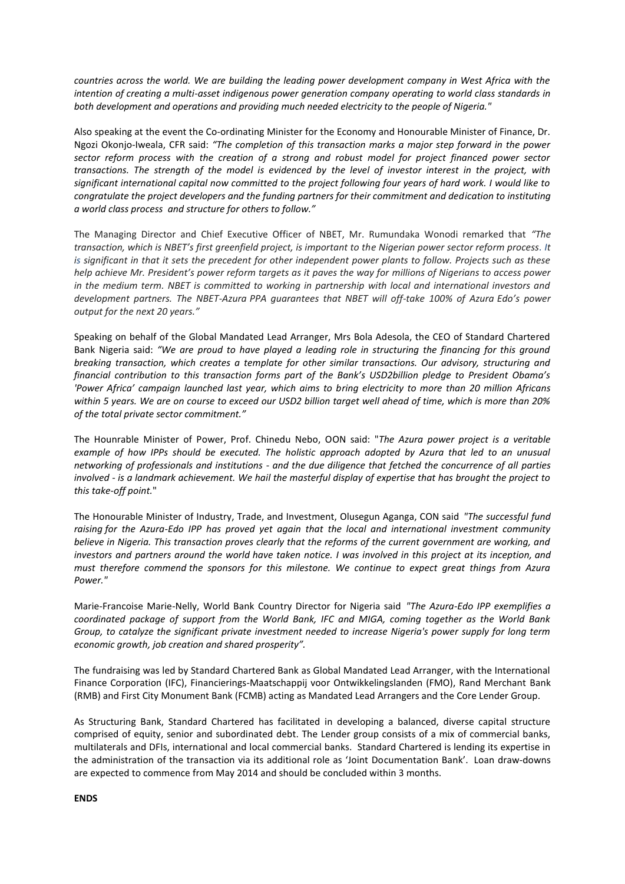*countries across the world. We are building the leading power development company in West Africa with the intention of creating a multi-asset indigenous power generation company operating to world class standards in both development and operations and providing much needed electricity to the people of Nigeria."*

Also speaking at the event the Co-ordinating Minister for the Economy and Honourable Minister of Finance, Dr. Ngozi Okonjo-Iweala, CFR said: *"The completion of this transaction marks a major step forward in the power sector reform process with the creation of a strong and robust model for project financed power sector transactions. The strength of the model is evidenced by the level of investor interest in the project, with significant international capital now committed to the project following four years of hard work. I would like to congratulate the project developers and the funding partners for their commitment and dedication to instituting a world class process and structure for others to follow."*

The Managing Director and Chief Executive Officer of NBET, Mr. Rumundaka Wonodi remarked that *"The transaction, which is NBET's first greenfield project, is important to the Nigerian power sector reform process. It is significant in that it sets the precedent for other independent power plants to follow. Projects such as these help achieve Mr. President's power reform targets as it paves the way for millions of Nigerians to access power in the medium term. NBET is committed to working in partnership with local and international investors and development partners. The NBET-Azura PPA guarantees that NBET will off-take 100% of Azura Edo's power output for the next 20 years."*

Speaking on behalf of the Global Mandated Lead Arranger, Mrs Bola Adesola, the CEO of Standard Chartered Bank Nigeria said: *"We are proud to have played a leading role in structuring the financing for this ground breaking transaction, which creates a template for other similar transactions. Our advisory, structuring and financial contribution to this transaction forms part of the Bank's USD2billion pledge to President Obama's 'Power Africa' campaign launched last year, which aims to bring electricity to more than 20 million Africans within 5 years. We are on course to exceed our USD2 billion target well ahead of time, which is more than 20% of the total private sector commitment."*

The Hounrable Minister of Power, Prof. Chinedu Nebo, OON said: "*The Azura power project is a veritable example of how IPPs should be executed. The holistic approach adopted by Azura that led to an unusual networking of professionals and institutions - and the due diligence that fetched the concurrence of all parties involved - is a landmark achievement. We hail the masterful display of expertise that has brought the project to this take-off point.*"

The Honourable Minister of Industry, Trade, and Investment, Olusegun Aganga, CON said *"The successful fund raising for the Azura-Edo IPP has proved yet again that the local and international investment community believe in Nigeria. This transaction proves clearly that the reforms of the current government are working, and investors and partners around the world have taken notice. I was involved in this project at its inception, and must therefore commend the sponsors for this milestone. We continue to expect great things from Azura Power."*

Marie-Francoise Marie-Nelly, World Bank Country Director for Nigeria said *"The Azura-Edo IPP exemplifies a coordinated package of support from the World Bank, IFC and MIGA, coming together as the World Bank Group, to catalyze the significant private investment needed to increase Nigeria's power supply for long term economic growth, job creation and shared prosperity".*

The fundraising was led by Standard Chartered Bank as Global Mandated Lead Arranger, with the International Finance Corporation (IFC), Financierings-Maatschappij voor Ontwikkelingslanden (FMO), Rand Merchant Bank (RMB) and First City Monument Bank (FCMB) acting as Mandated Lead Arrangers and the Core Lender Group.

As Structuring Bank, Standard Chartered has facilitated in developing a balanced, diverse capital structure comprised of equity, senior and subordinated debt. The Lender group consists of a mix of commercial banks, multilaterals and DFIs, international and local commercial banks. Standard Chartered is lending its expertise in the administration of the transaction via its additional role as 'Joint Documentation Bank'. Loan draw-downs are expected to commence from May 2014 and should be concluded within 3 months.

**ENDS**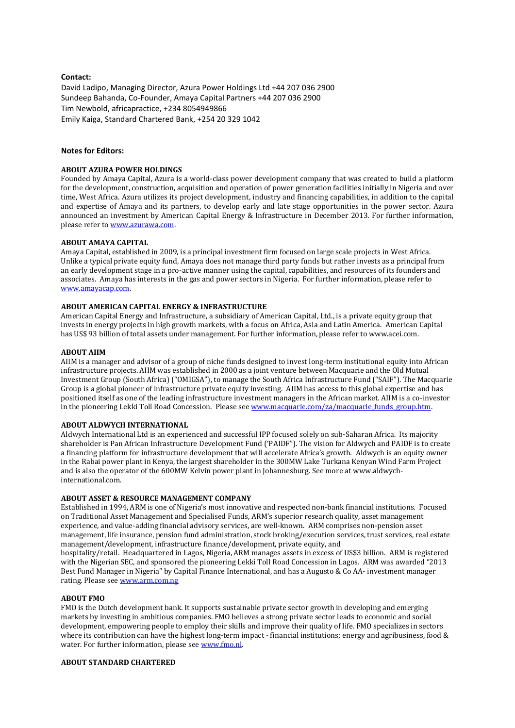**Contact:**

David Ladipo, Managing Director, Azura Power Holdings Ltd +44 207 036 2900
Sundeep Bahanda, Co-Founder, Amaya Capital Partners +44 207 036 2900
Tim Newbold, africapractice, +234 8054949866
Emily Kaiga, Standard Chartered Bank, +254 20 329 1042

**Notes for Editors:**

**ABOUT AZURA POWER HOLDINGS**

Founded by Amaya Capital, Azura is a world-class power development company that was created to build a platform for the development, construction, acquisition and operation of power generation facilities initially in Nigeria and over time, West Africa. Azura utilizes its project development, industry and financing capabilities, in addition to the capital and expertise of Amaya and its partners, to develop early and late stage opportunities in the power sector. Azura announced an investment by American Capital Energy & Infrastructure in December 2013. For further information, please refer to www.azurawa.com.

**ABOUT AMAYA CAPITAL**

Amaya Capital, established in 2009, is a principal investment firm focused on large scale projects in West Africa. Unlike a typical private equity fund, Amaya does not manage third party funds but rather invests as a principal from an early development stage in a pro-active manner using the capital, capabilities, and resources of its founders and associates. Amaya has interests in the gas and power sectors in Nigeria. For further information, please refer to www.amayacap.com.

**ABOUT AMERICAN CAPITAL ENERGY & INFRASTRUCTURE**

American Capital Energy and Infrastructure, a subsidiary of American Capital, Ltd., is a private equity group that invests in energy projects in high growth markets, with a focus on Africa, Asia and Latin America. American Capital has US$ 93 billion of total assets under management. For further information, please refer to www.acei.com.

**ABOUT AIIM**

AIIM is a manager and advisor of a group of niche funds designed to invest long-term institutional equity into African infrastructure projects. AIIM was established in 2000 as a joint venture between Macquarie and the Old Mutual Investment Group (South Africa) ("OMIGSA"), to manage the South Africa Infrastructure Fund ("SAIF"). The Macquarie Group is a global pioneer of infrastructure private equity investing. AIIM has access to this global expertise and has positioned itself as one of the leading infrastructure investment managers in the African market. AIIM is a co-investor in the pioneering Lekki Toll Road Concession. Please see www.macquarie.com/za/macquarie_funds_group.htm.

**ABOUT ALDWYCH INTERNATIONAL**

Aldwych International Ltd is an experienced and successful IPP focused solely on sub-Saharan Africa. Its majority shareholder is Pan African Infrastructure Development Fund ('PAIDF"). The vision for Aldwych and PAIDF is to create a financing platform for infrastructure development that will accelerate Africa's growth. Aldwych is an equity owner in the Rabai power plant in Kenya, the largest shareholder in the 300MW Lake Turkana Kenyan Wind Farm Project and is also the operator of the 600MW Kelvin power plant in Johannesburg. See more at www.aldwych-international.com.

**ABOUT ASSET & RESOURCE MANAGEMENT COMPANY**

Established in 1994, ARM is one of Nigeria's most innovative and respected non-bank financial institutions. Focused on Traditional Asset Management and Specialised Funds, ARM's superior research quality, asset management experience, and value-adding financial advisory services, are well-known. ARM comprises non-pension asset management, life insurance, pension fund administration, stock broking/execution services, trust services, real estate management/development, infrastructure finance/development, private equity, and hospitality/retail. Headquartered in Lagos, Nigeria, ARM manages assets in excess of US$3 billion. ARM is registered with the Nigerian SEC, and sponsored the pioneering Lekki Toll Road Concession in Lagos. ARM was awarded "2013 Best Fund Manager in Nigeria" by Capital Finance International, and has a Augusto & Co AA- investment manager rating. Please see www.arm.com.ng

**ABOUT FMO**

FMO is the Dutch development bank. It supports sustainable private sector growth in developing and emerging markets by investing in ambitious companies. FMO believes a strong private sector leads to economic and social development, empowering people to employ their skills and improve their quality of life. FMO specializes in sectors where its contribution can have the highest long-term impact - financial institutions; energy and agribusiness, food & water. For further information, please see www.fmo.nl.

**ABOUT STANDARD CHARTERED**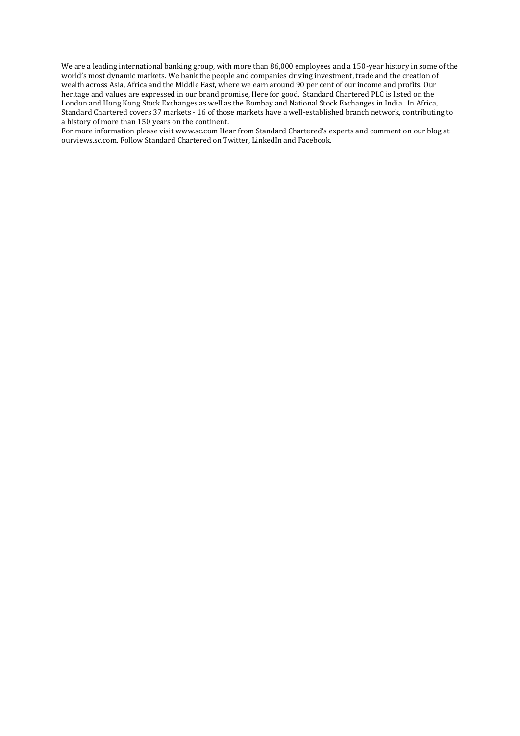We are a leading international banking group, with more than 86,000 employees and a 150-year history in some of the world's most dynamic markets. We bank the people and companies driving investment, trade and the creation of wealth across Asia, Africa and the Middle East, where we earn around 90 per cent of our income and profits. Our heritage and values are expressed in our brand promise, Here for good. Standard Chartered PLC is listed on the London and Hong Kong Stock Exchanges as well as the Bombay and National Stock Exchanges in India. In Africa, Standard Chartered covers 37 markets - 16 of those markets have a well-established branch network, contributing to a history of more than 150 years on the continent.

For more information please visit www.sc.com Hear from Standard Chartered's experts and comment on our blog at ourviews.sc.com. Follow Standard Chartered on Twitter, LinkedIn and Facebook.